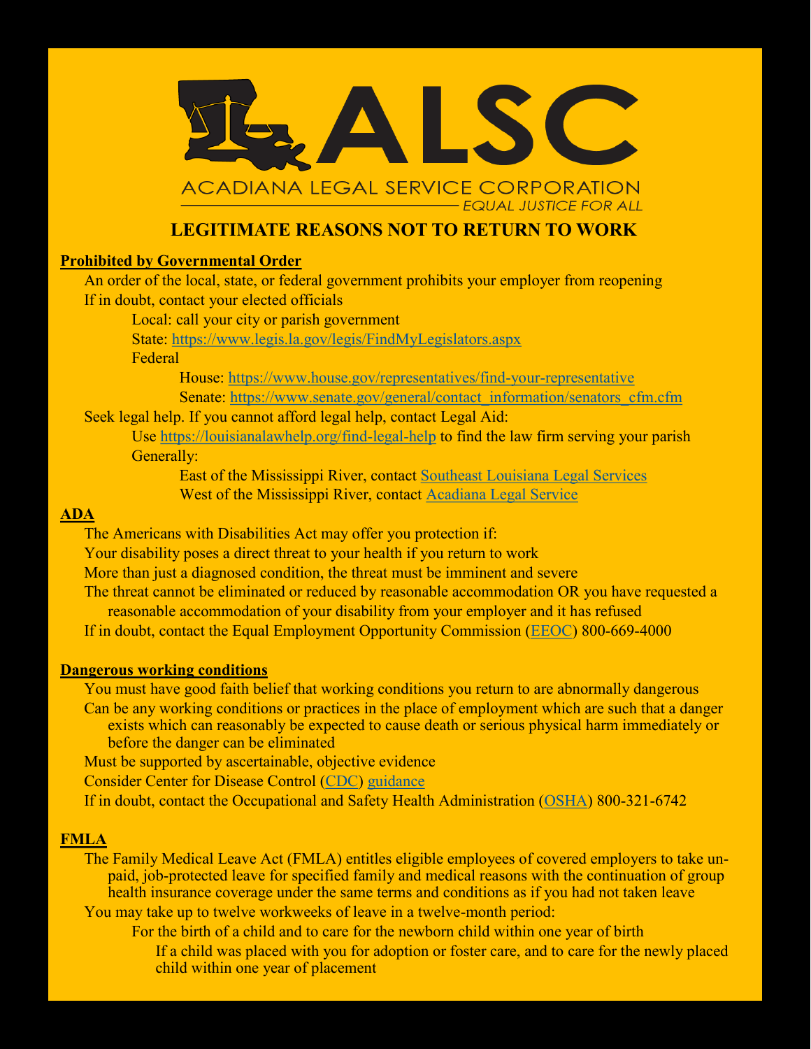# ALSC

ACADIANA LEGAL SERVICE CORPORATION

*EQUAL JUSTICE FOR ALL*

## LEGITIMATE REASONS NOT TO RETURN TO WORK

### Prohibited by Governmental Order

- An order of the local, state, or federal government prohibits your employer from reopening
- If in doubt, contact your elected officials
  - Local: call your city or parish government
  - State: https://www.legis.la.gov/legis/FindMyLegislators.aspx
  - Federal
    - House: https://www.house.gov/representatives/find-your-representative
    - Senate: https://www.senate.gov/general/contact_information/senators_cfm.cfm
- Seek legal help. If you cannot afford legal help, contact Legal Aid:
  - Use https://louisianalawhelp.org/find-legal-help to find the law firm serving your parish
  - Generally:
    - East of the Mississippi River, contact Southeast Louisiana Legal Services
    - West of the Mississippi River, contact Acadiana Legal Service

### ADA

- The Americans with Disabilities Act may offer you protection if:
- Your disability poses a direct threat to your health if you return to work
- More than just a diagnosed condition, the threat must be imminent and severe
- The threat cannot be eliminated or reduced by reasonable accommodation OR you have requested a reasonable accommodation of your disability from your employer and it has refused
- If in doubt, contact the Equal Employment Opportunity Commission (EEOC) 800-669-4000

### Dangerous working conditions

- You must have good faith belief that working conditions you return to are abnormally dangerous
- Can be any working conditions or practices in the place of employment which are such that a danger exists which can reasonably be expected to cause death or serious physical harm immediately or before the danger can be eliminated
- Must be supported by ascertainable, objective evidence
- Consider Center for Disease Control (CDC) guidance
- If in doubt, contact the Occupational and Safety Health Administration (OSHA) 800-321-6742

### FMLA

- The Family Medical Leave Act (FMLA) entitles eligible employees of covered employers to take unpaid, job-protected leave for specified family and medical reasons with the continuation of group health insurance coverage under the same terms and conditions as if you had not taken leave
- You may take up to twelve workweeks of leave in a twelve-month period:
  - For the birth of a child and to care for the newborn child within one year of birth
    - If a child was placed with you for adoption or foster care, and to care for the newly placed child within one year of placement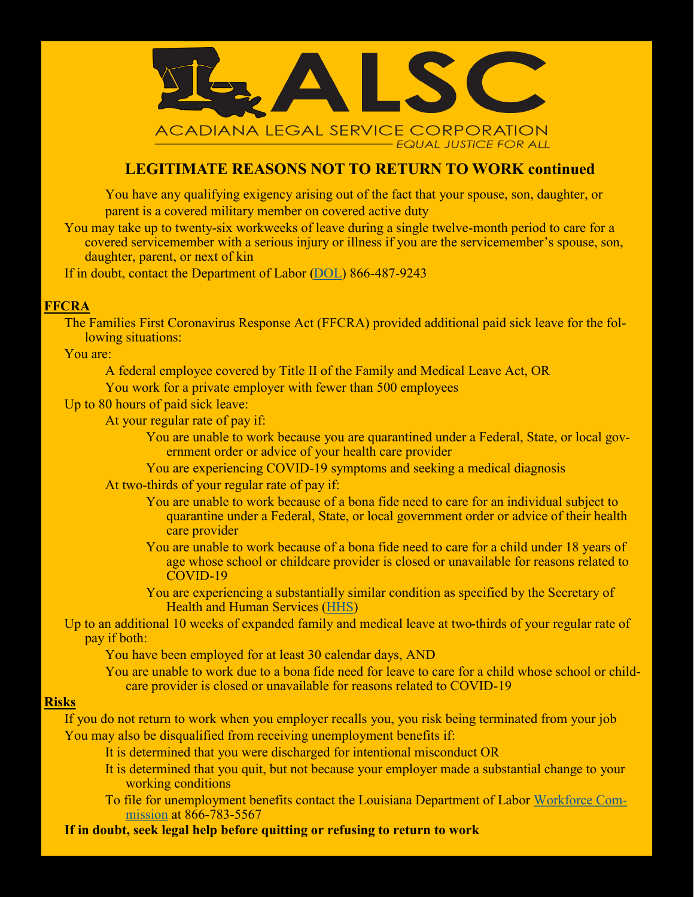ALSC

ACADIANA LEGAL SERVICE CORPORATION

*EQUAL JUSTICE FOR ALL*

## LEGITIMATE REASONS NOT TO RETURN TO WORK continued

- You have any qualifying exigency arising out of the fact that your spouse, son, daughter, or parent is a covered military member on covered active duty
- You may take up to twenty-six workweeks of leave during a single twelve-month period to care for a covered servicemember with a serious injury or illness if you are the servicemember's spouse, son, daughter, parent, or next of kin
- If in doubt, contact the Department of Labor (DOL) 866-487-9243

### FFCRA

- The Families First Coronavirus Response Act (FFCRA) provided additional paid sick leave for the following situations:
- You are:
  - A federal employee covered by Title II of the Family and Medical Leave Act, OR
  - You work for a private employer with fewer than 500 employees
- Up to 80 hours of paid sick leave:
  - At your regular rate of pay if:
    - You are unable to work because you are quarantined under a Federal, State, or local government order or advice of your health care provider
    - You are experiencing COVID-19 symptoms and seeking a medical diagnosis
  - At two-thirds of your regular rate of pay if:
    - You are unable to work because of a bona fide need to care for an individual subject to quarantine under a Federal, State, or local government order or advice of their health care provider
    - You are unable to work because of a bona fide need to care for a child under 18 years of age whose school or childcare provider is closed or unavailable for reasons related to COVID-19
    - You are experiencing a substantially similar condition as specified by the Secretary of Health and Human Services (HHS)
- Up to an additional 10 weeks of expanded family and medical leave at two-thirds of your regular rate of pay if both:
  - You have been employed for at least 30 calendar days, AND
  - You are unable to work due to a bona fide need for leave to care for a child whose school or childcare provider is closed or unavailable for reasons related to COVID-19

### Risks

- If you do not return to work when you employer recalls you, you risk being terminated from your job
- You may also be disqualified from receiving unemployment benefits if:
  - It is determined that you were discharged for intentional misconduct OR
  - It is determined that you quit, but not because your employer made a substantial change to your working conditions
  - To file for unemployment benefits contact the Louisiana Department of Labor Workforce Commission at 866-783-5567
- **If in doubt, seek legal help before quitting or refusing to return to work**